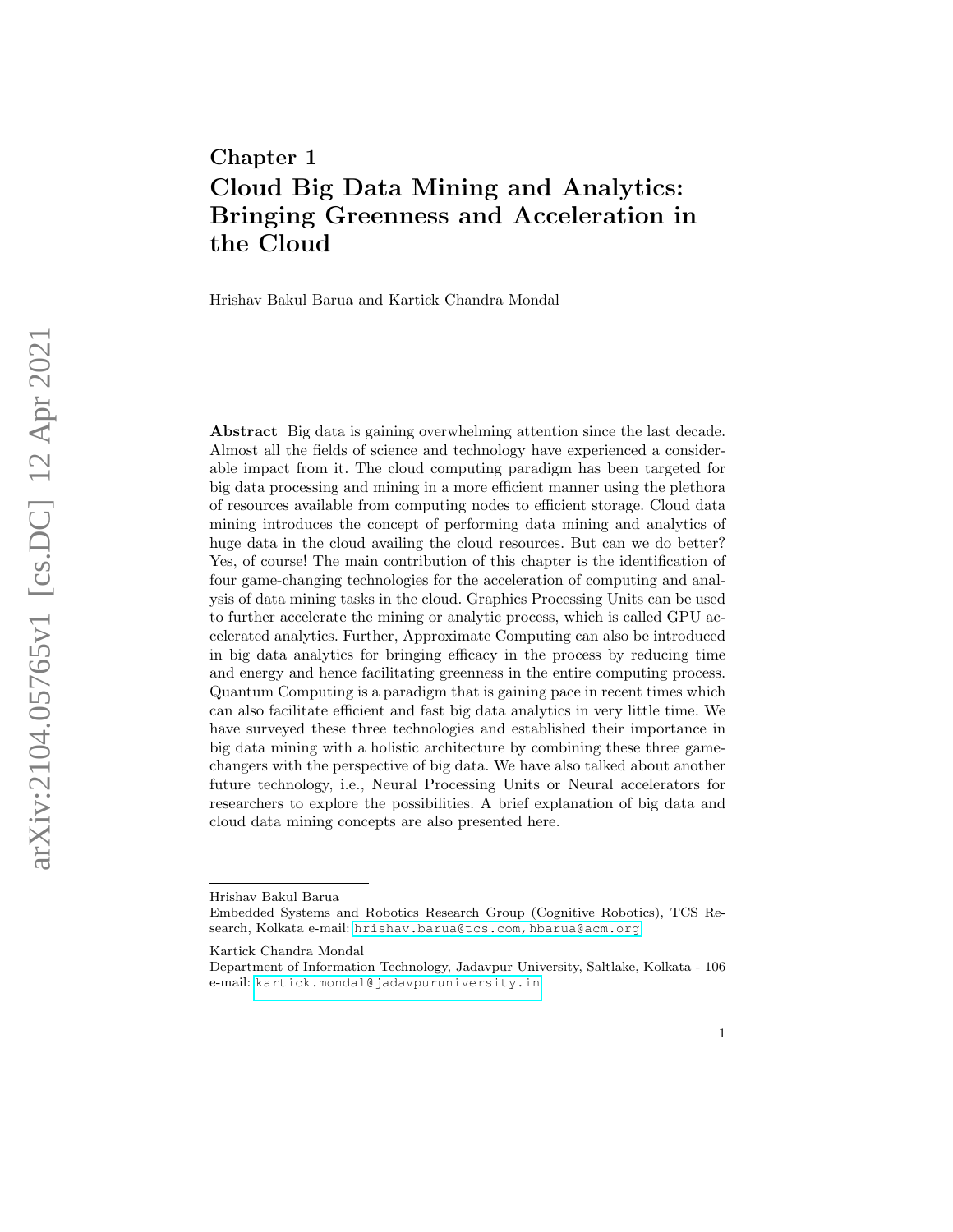# Chapter 1

# Cloud Big Data Mining and Analytics: Bringing Greenness and Acceleration in the Cloud

Hrishav Bakul Barua and Kartick Chandra Mondal

**Abstract** Big data is gaining overwhelming attention since the last decade. Almost all the fields of science and technology have experienced a considerable impact from it. The cloud computing paradigm has been targeted for big data processing and mining in a more efficient manner using the plethora of resources available from computing nodes to efficient storage. Cloud data mining introduces the concept of performing data mining and analytics of huge data in the cloud availing the cloud resources. But can we do better? Yes, of course! The main contribution of this chapter is the identification of four game-changing technologies for the acceleration of computing and analysis of data mining tasks in the cloud. Graphics Processing Units can be used to further accelerate the mining or analytic process, which is called GPU accelerated analytics. Further, Approximate Computing can also be introduced in big data analytics for bringing efficacy in the process by reducing time and energy and hence facilitating greenness in the entire computing process. Quantum Computing is a paradigm that is gaining pace in recent times which can also facilitate efficient and fast big data analytics in very little time. We have surveyed these three technologies and established their importance in big data mining with a holistic architecture by combining these three game-changers with the perspective of big data. We have also talked about another future technology, i.e., Neural Processing Units or Neural accelerators for researchers to explore the possibilities. A brief explanation of big data and cloud data mining concepts are also presented here.

---

Hrishav Bakul Barua
Embedded Systems and Robotics Research Group (Cognitive Robotics), TCS Research, Kolkata e-mail: hrishav.barua@tcs.com, hbarua@acm.org

Kartick Chandra Mondal
Department of Information Technology, Jadavpur University, Saltlake, Kolkata - 106
e-mail: kartick.mondal@jadavpuruniversity.in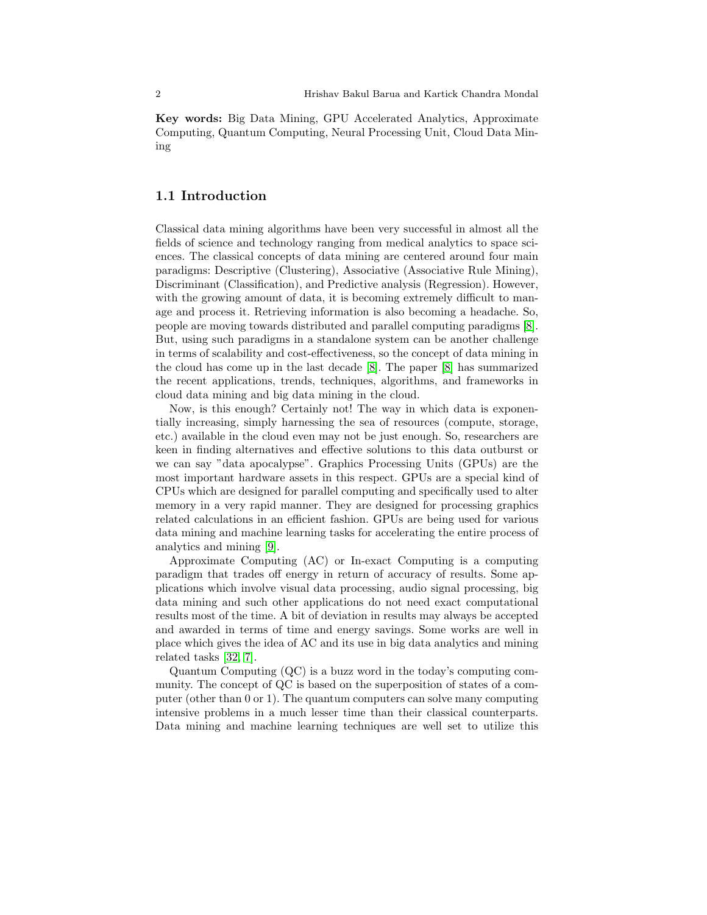**Key words:** Big Data Mining, GPU Accelerated Analytics, Approximate Computing, Quantum Computing, Neural Processing Unit, Cloud Data Mining

## 1.1 Introduction

Classical data mining algorithms have been very successful in almost all the fields of science and technology ranging from medical analytics to space sciences. The classical concepts of data mining are centered around four main paradigms: Descriptive (Clustering), Associative (Associative Rule Mining), Discriminant (Classification), and Predictive analysis (Regression). However, with the growing amount of data, it is becoming extremely difficult to manage and process it. Retrieving information is also becoming a headache. So, people are moving towards distributed and parallel computing paradigms [8]. But, using such paradigms in a standalone system can be another challenge in terms of scalability and cost-effectiveness, so the concept of data mining in the cloud has come up in the last decade [8]. The paper [8] has summarized the recent applications, trends, techniques, algorithms, and frameworks in cloud data mining and big data mining in the cloud.

Now, is this enough? Certainly not! The way in which data is exponentially increasing, simply harnessing the sea of resources (compute, storage, etc.) available in the cloud even may not be just enough. So, researchers are keen in finding alternatives and effective solutions to this data outburst or we can say "data apocalypse". Graphics Processing Units (GPUs) are the most important hardware assets in this respect. GPUs are a special kind of CPUs which are designed for parallel computing and specifically used to alter memory in a very rapid manner. They are designed for processing graphics related calculations in an efficient fashion. GPUs are being used for various data mining and machine learning tasks for accelerating the entire process of analytics and mining [9].

Approximate Computing (AC) or In-exact Computing is a computing paradigm that trades off energy in return of accuracy of results. Some applications which involve visual data processing, audio signal processing, big data mining and such other applications do not need exact computational results most of the time. A bit of deviation in results may always be accepted and awarded in terms of time and energy savings. Some works are well in place which gives the idea of AC and its use in big data analytics and mining related tasks [32, 7].

Quantum Computing (QC) is a buzz word in the today's computing community. The concept of QC is based on the superposition of states of a computer (other than 0 or 1). The quantum computers can solve many computing intensive problems in a much lesser time than their classical counterparts. Data mining and machine learning techniques are well set to utilize this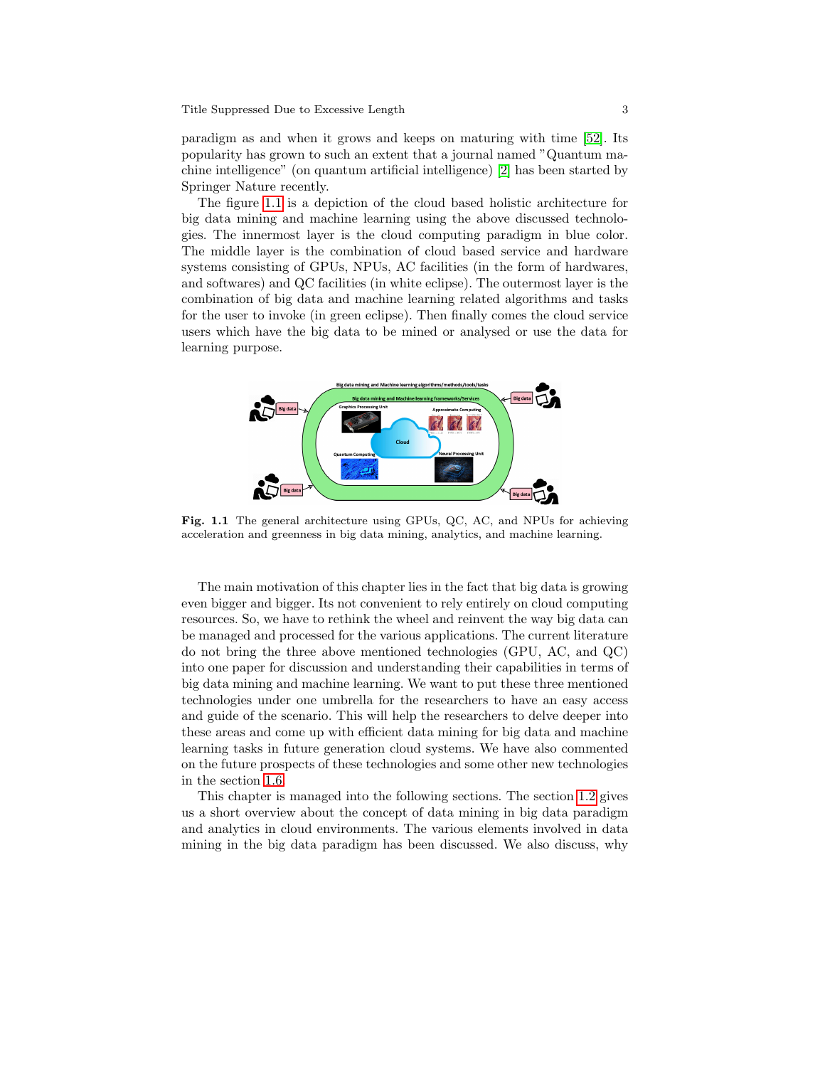paradigm as and when it grows and keeps on maturing with time [52]. Its popularity has grown to such an extent that a journal named "Quantum machine intelligence" (on quantum artificial intelligence) [2] has been started by Springer Nature recently.

The figure 1.1 is a depiction of the cloud based holistic architecture for big data mining and machine learning using the above discussed technologies. The innermost layer is the cloud computing paradigm in blue color. The middle layer is the combination of cloud based service and hardware systems consisting of GPUs, NPUs, AC facilities (in the form of hardwares, and softwares) and QC facilities (in white eclipse). The outermost layer is the combination of big data and machine learning related algorithms and tasks for the user to invoke (in green eclipse). Then finally comes the cloud service users which have the big data to be mined or analysed or use the data for learning purpose.

**Fig. 1.1** The general architecture using GPUs, QC, AC, and NPUs for achieving acceleration and greenness in big data mining, analytics, and machine learning.

The main motivation of this chapter lies in the fact that big data is growing even bigger and bigger. Its not convenient to rely entirely on cloud computing resources. So, we have to rethink the wheel and reinvent the way big data can be managed and processed for the various applications. The current literature do not bring the three above mentioned technologies (GPU, AC, and QC) into one paper for discussion and understanding their capabilities in terms of big data mining and machine learning. We want to put these three mentioned technologies under one umbrella for the researchers to have an easy access and guide of the scenario. This will help the researchers to delve deeper into these areas and come up with efficient data mining for big data and machine learning tasks in future generation cloud systems. We have also commented on the future prospects of these technologies and some other new technologies in the section 1.6.

This chapter is managed into the following sections. The section 1.2 gives us a short overview about the concept of data mining in big data paradigm and analytics in cloud environments. The various elements involved in data mining in the big data paradigm has been discussed. We also discuss, why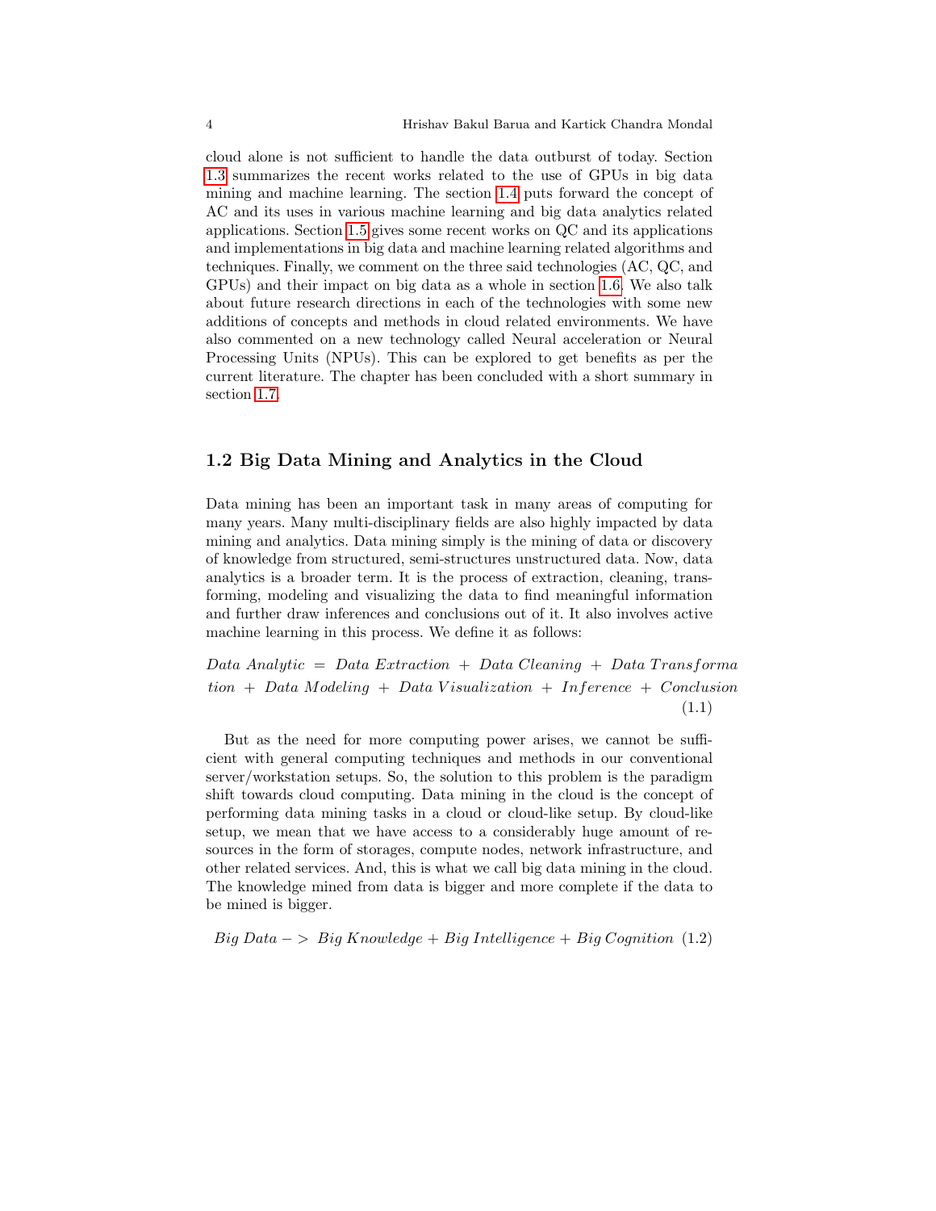cloud alone is not sufficient to handle the data outburst of today. Section 1.3 summarizes the recent works related to the use of GPUs in big data mining and machine learning. The section 1.4 puts forward the concept of AC and its uses in various machine learning and big data analytics related applications. Section 1.5 gives some recent works on QC and its applications and implementations in big data and machine learning related algorithms and techniques. Finally, we comment on the three said technologies (AC, QC, and GPUs) and their impact on big data as a whole in section 1.6. We also talk about future research directions in each of the technologies with some new additions of concepts and methods in cloud related environments. We have also commented on a new technology called Neural acceleration or Neural Processing Units (NPUs). This can be explored to get benefits as per the current literature. The chapter has been concluded with a short summary in section 1.7.

## 1.2 Big Data Mining and Analytics in the Cloud

Data mining has been an important task in many areas of computing for many years. Many multi-disciplinary fields are also highly impacted by data mining and analytics. Data mining simply is the mining of data or discovery of knowledge from structured, semi-structures unstructured data. Now, data analytics is a broader term. It is the process of extraction, cleaning, transforming, modeling and visualizing the data to find meaningful information and further draw inferences and conclusions out of it. It also involves active machine learning in this process. We define it as follows:

$$Data\ Analytic\ =\ Data\ Extraction\ +\ Data\ Cleaning\ +\ Data\ Transformation\ +\ Data\ Modeling\ +\ Data\ Visualization\ +\ Inference\ +\ Conclusion \tag{1.1}$$

But as the need for more computing power arises, we cannot be sufficient with general computing techniques and methods in our conventional server/workstation setups. So, the solution to this problem is the paradigm shift towards cloud computing. Data mining in the cloud is the concept of performing data mining tasks in a cloud or cloud-like setup. By cloud-like setup, we mean that we have access to a considerably huge amount of resources in the form of storages, compute nodes, network infrastructure, and other related services. And, this is what we call big data mining in the cloud. The knowledge mined from data is bigger and more complete if the data to be mined is bigger.

$$Big\ Data -> \ Big\ Knowledge + Big\ Intelligence + Big\ Cognition \tag{1.2}$$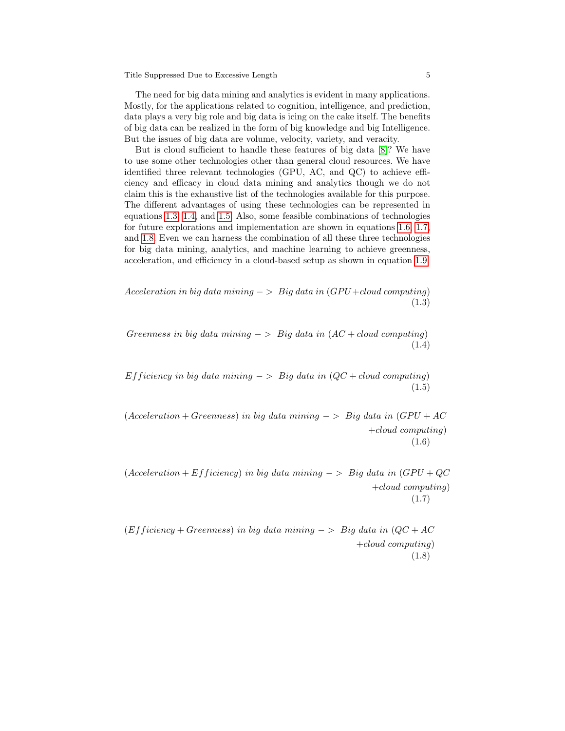The need for big data mining and analytics is evident in many applications. Mostly, for the applications related to cognition, intelligence, and prediction, data plays a very big role and big data is icing on the cake itself. The benefits of big data can be realized in the form of big knowledge and big Intelligence. But the issues of big data are volume, velocity, variety, and veracity.

But is cloud sufficient to handle these features of big data [8]? We have to use some other technologies other than general cloud resources. We have identified three relevant technologies (GPU, AC, and QC) to achieve efficiency and efficacy in cloud data mining and analytics though we do not claim this is the exhaustive list of the technologies available for this purpose. The different advantages of using these technologies can be represented in equations 1.3, 1.4, and 1.5. Also, some feasible combinations of technologies for future explorations and implementation are shown in equations 1.6, 1.7, and 1.8. Even we can harness the combination of all these three technologies for big data mining, analytics, and machine learning to achieve greenness, acceleration, and efficiency in a cloud-based setup as shown in equation 1.9.

$$Acceleration\ in\ big\ data\ mining -> \ Big\ data\ in\ (GPU + cloud\ computing) \tag{1.3}$$

$$Greenness\ in\ big\ data\ mining -> \ Big\ data\ in\ (AC + cloud\ computing) \tag{1.4}$$

$$Efficiency\ in\ big\ data\ mining -> \ Big\ data\ in\ (QC + cloud\ computing) \tag{1.5}$$

$$(Acceleration + Greenness)\ in\ big\ data\ mining -> \ Big\ data\ in\ (GPU + AC + cloud\ computing) \tag{1.6}$$

$$(Acceleration + Efficiency)\ in\ big\ data\ mining -> \ Big\ data\ in\ (GPU + QC + cloud\ computing) \tag{1.7}$$

$$(Efficiency + Greenness)\ in\ big\ data\ mining -> \ Big\ data\ in\ (QC + AC + cloud\ computing) \tag{1.8}$$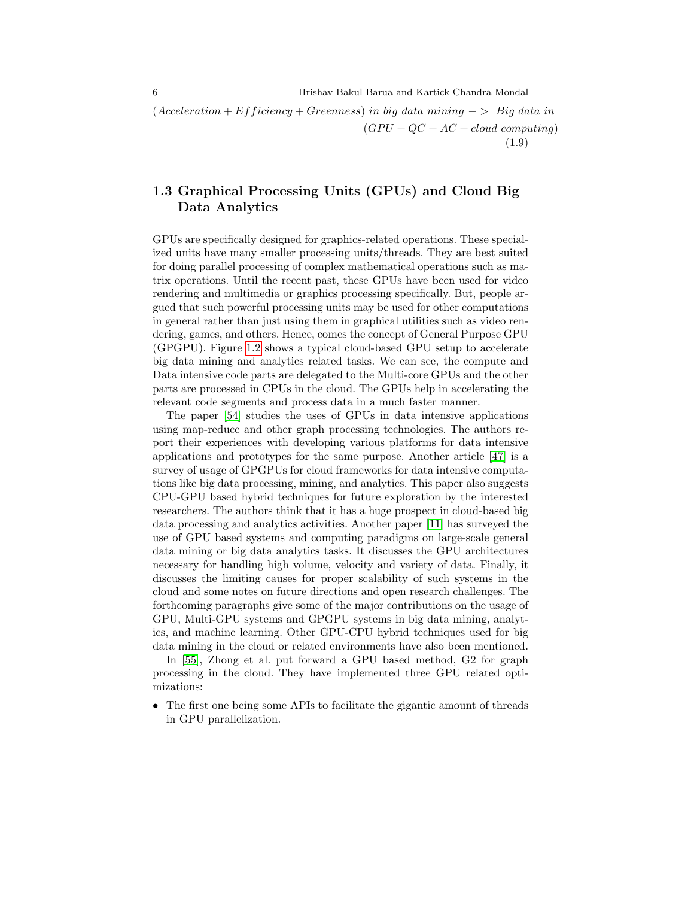$$(Acceleration + Efficiency + Greenness) \ in \ big \ data \ mining -> \ Big \ data \ in \ (GPU + QC + AC + cloud \ computing) \tag{1.9}$$

## 1.3 Graphical Processing Units (GPUs) and Cloud Big Data Analytics

GPUs are specifically designed for graphics-related operations. These specialized units have many smaller processing units/threads. They are best suited for doing parallel processing of complex mathematical operations such as matrix operations. Until the recent past, these GPUs have been used for video rendering and multimedia or graphics processing specifically. But, people argued that such powerful processing units may be used for other computations in general rather than just using them in graphical utilities such as video rendering, games, and others. Hence, comes the concept of General Purpose GPU (GPGPU). Figure 1.2 shows a typical cloud-based GPU setup to accelerate big data mining and analytics related tasks. We can see, the compute and Data intensive code parts are delegated to the Multi-core GPUs and the other parts are processed in CPUs in the cloud. The GPUs help in accelerating the relevant code segments and process data in a much faster manner.

The paper [54] studies the uses of GPUs in data intensive applications using map-reduce and other graph processing technologies. The authors report their experiences with developing various platforms for data intensive applications and prototypes for the same purpose. Another article [47] is a survey of usage of GPGPUs for cloud frameworks for data intensive computations like big data processing, mining, and analytics. This paper also suggests CPU-GPU based hybrid techniques for future exploration by the interested researchers. The authors think that it has a huge prospect in cloud-based big data processing and analytics activities. Another paper [11] has surveyed the use of GPU based systems and computing paradigms on large-scale general data mining or big data analytics tasks. It discusses the GPU architectures necessary for handling high volume, velocity and variety of data. Finally, it discusses the limiting causes for proper scalability of such systems in the cloud and some notes on future directions and open research challenges. The forthcoming paragraphs give some of the major contributions on the usage of GPU, Multi-GPU systems and GPGPU systems in big data mining, analytics, and machine learning. Other GPU-CPU hybrid techniques used for big data mining in the cloud or related environments have also been mentioned.

In [55], Zhong et al. put forward a GPU based method, G2 for graph processing in the cloud. They have implemented three GPU related optimizations:

- The first one being some APIs to facilitate the gigantic amount of threads in GPU parallelization.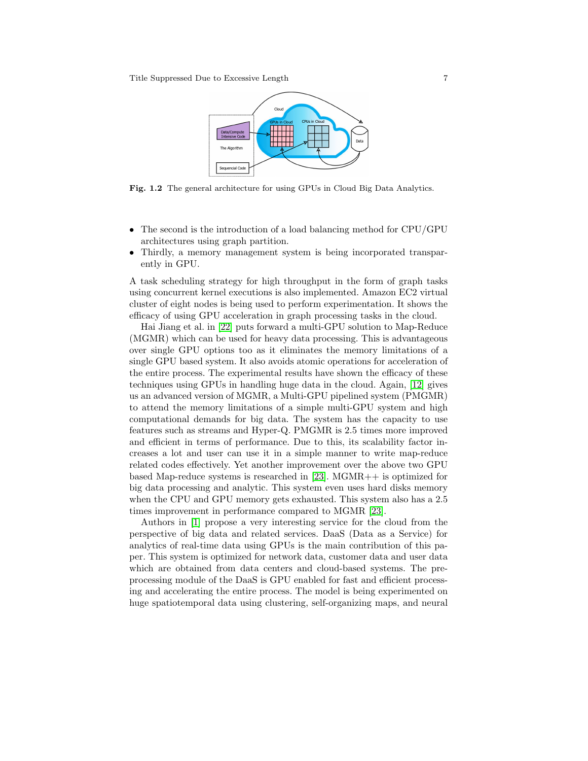**Fig. 1.2** The general architecture for using GPUs in Cloud Big Data Analytics.

- The second is the introduction of a load balancing method for CPU/GPU architectures using graph partition.
- Thirdly, a memory management system is being incorporated transparently in GPU.

A task scheduling strategy for high throughput in the form of graph tasks using concurrent kernel executions is also implemented. Amazon EC2 virtual cluster of eight nodes is being used to perform experimentation. It shows the efficacy of using GPU acceleration in graph processing tasks in the cloud.

Hai Jiang et al. in [22] puts forward a multi-GPU solution to Map-Reduce (MGMR) which can be used for heavy data processing. This is advantageous over single GPU options too as it eliminates the memory limitations of a single GPU based system. It also avoids atomic operations for acceleration of the entire process. The experimental results have shown the efficacy of these techniques using GPUs in handling huge data in the cloud. Again, [12] gives us an advanced version of MGMR, a Multi-GPU pipelined system (PMGMR) to attend the memory limitations of a simple multi-GPU system and high computational demands for big data. The system has the capacity to use features such as streams and Hyper-Q. PMGMR is 2.5 times more improved and efficient in terms of performance. Due to this, its scalability factor increases a lot and user can use it in a simple manner to write map-reduce related codes effectively. Yet another improvement over the above two GPU based Map-reduce systems is researched in [23]. MGMR++ is optimized for big data processing and analytic. This system even uses hard disks memory when the CPU and GPU memory gets exhausted. This system also has a 2.5 times improvement in performance compared to MGMR [23].

Authors in [1] propose a very interesting service for the cloud from the perspective of big data and related services. DaaS (Data as a Service) for analytics of real-time data using GPUs is the main contribution of this paper. This system is optimized for network data, customer data and user data which are obtained from data centers and cloud-based systems. The preprocessing module of the DaaS is GPU enabled for fast and efficient processing and accelerating the entire process. The model is being experimented on huge spatiotemporal data using clustering, self-organizing maps, and neural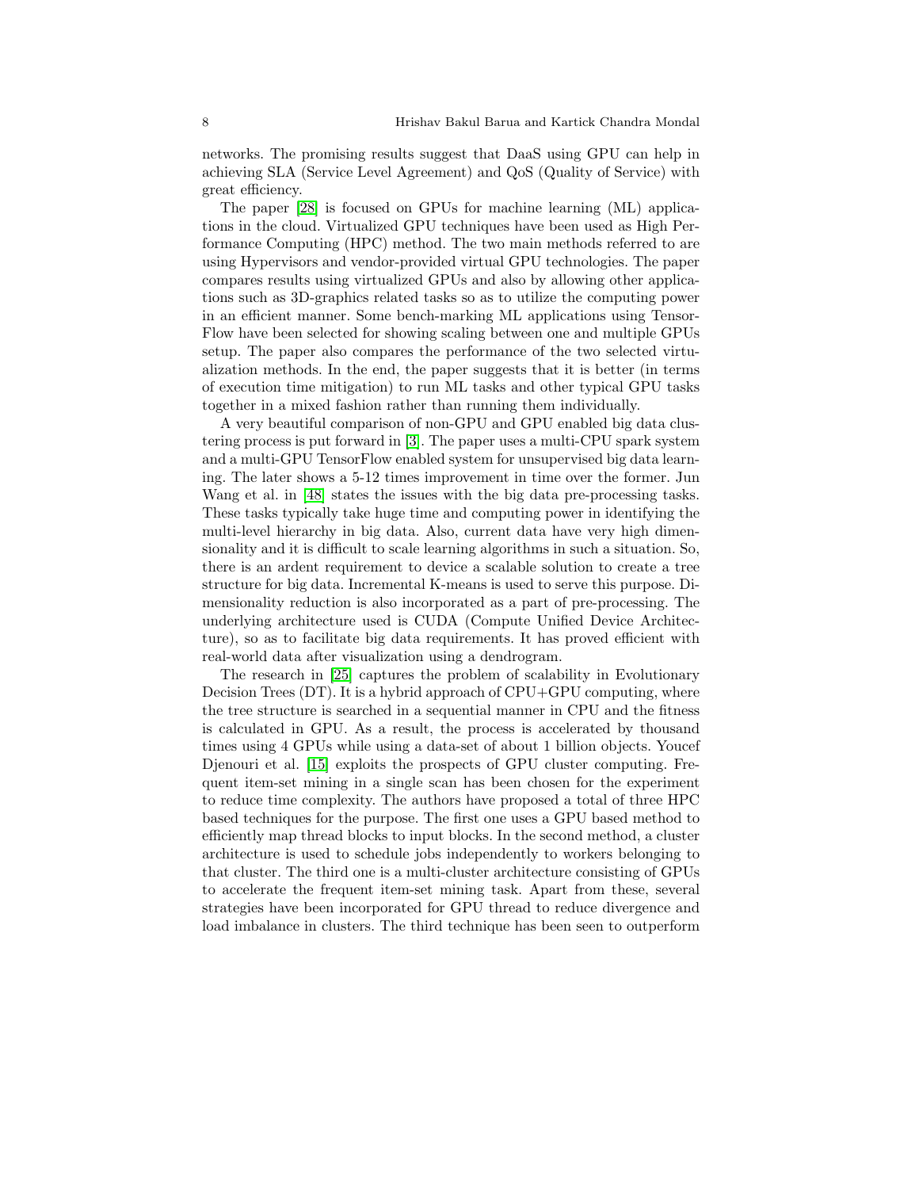networks. The promising results suggest that DaaS using GPU can help in achieving SLA (Service Level Agreement) and QoS (Quality of Service) with great efficiency.

The paper [28] is focused on GPUs for machine learning (ML) applications in the cloud. Virtualized GPU techniques have been used as High Performance Computing (HPC) method. The two main methods referred to are using Hypervisors and vendor-provided virtual GPU technologies. The paper compares results using virtualized GPUs and also by allowing other applications such as 3D-graphics related tasks so as to utilize the computing power in an efficient manner. Some bench-marking ML applications using TensorFlow have been selected for showing scaling between one and multiple GPUs setup. The paper also compares the performance of the two selected virtualization methods. In the end, the paper suggests that it is better (in terms of execution time mitigation) to run ML tasks and other typical GPU tasks together in a mixed fashion rather than running them individually.

A very beautiful comparison of non-GPU and GPU enabled big data clustering process is put forward in [3]. The paper uses a multi-CPU spark system and a multi-GPU TensorFlow enabled system for unsupervised big data learning. The later shows a 5-12 times improvement in time over the former. Jun Wang et al. in [48] states the issues with the big data pre-processing tasks. These tasks typically take huge time and computing power in identifying the multi-level hierarchy in big data. Also, current data have very high dimensionality and it is difficult to scale learning algorithms in such a situation. So, there is an ardent requirement to device a scalable solution to create a tree structure for big data. Incremental K-means is used to serve this purpose. Dimensionality reduction is also incorporated as a part of pre-processing. The underlying architecture used is CUDA (Compute Unified Device Architecture), so as to facilitate big data requirements. It has proved efficient with real-world data after visualization using a dendrogram.

The research in [25] captures the problem of scalability in Evolutionary Decision Trees (DT). It is a hybrid approach of CPU+GPU computing, where the tree structure is searched in a sequential manner in CPU and the fitness is calculated in GPU. As a result, the process is accelerated by thousand times using 4 GPUs while using a data-set of about 1 billion objects. Youcef Djenouri et al. [15] exploits the prospects of GPU cluster computing. Frequent item-set mining in a single scan has been chosen for the experiment to reduce time complexity. The authors have proposed a total of three HPC based techniques for the purpose. The first one uses a GPU based method to efficiently map thread blocks to input blocks. In the second method, a cluster architecture is used to schedule jobs independently to workers belonging to that cluster. The third one is a multi-cluster architecture consisting of GPUs to accelerate the frequent item-set mining task. Apart from these, several strategies have been incorporated for GPU thread to reduce divergence and load imbalance in clusters. The third technique has been seen to outperform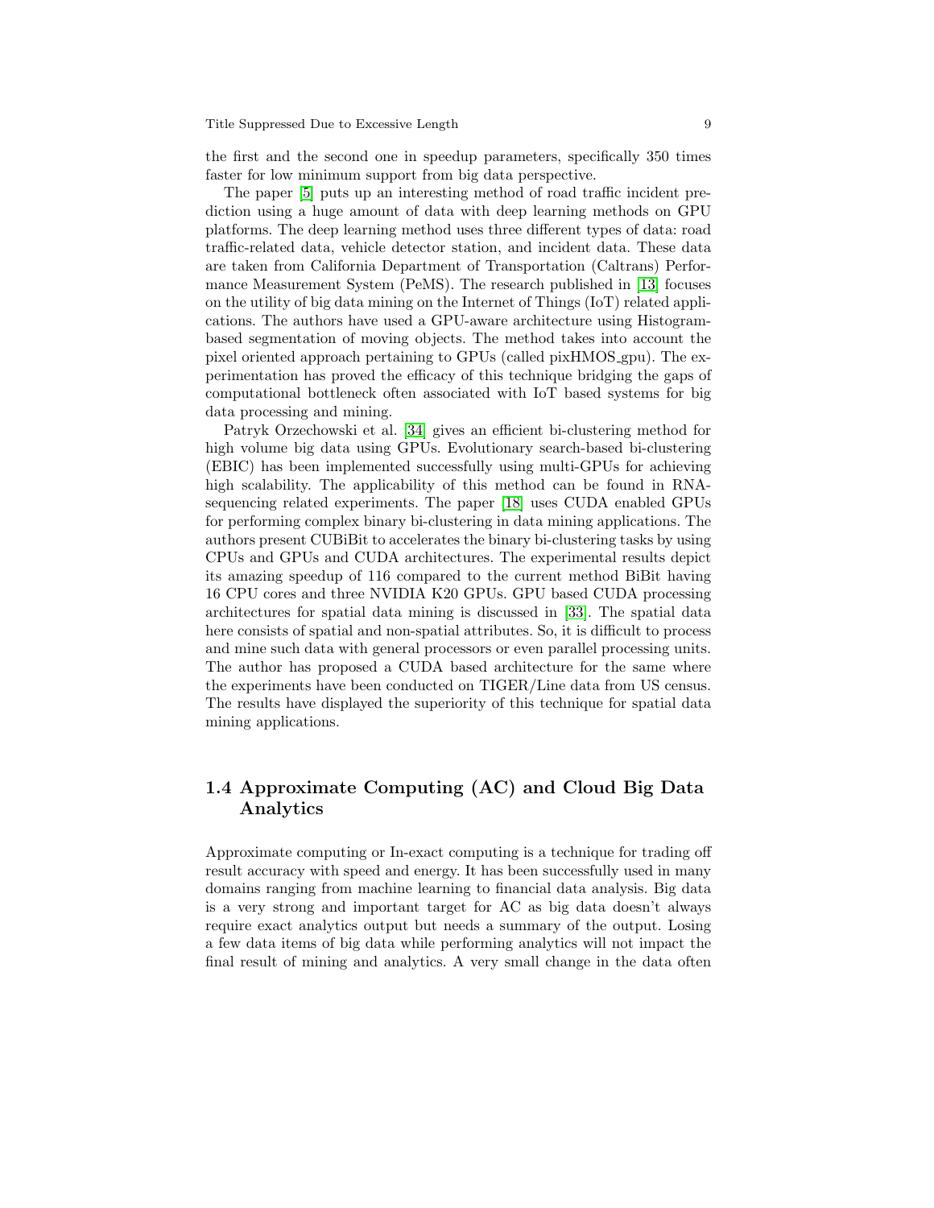the first and the second one in speedup parameters, specifically 350 times faster for low minimum support from big data perspective.

The paper [5] puts up an interesting method of road traffic incident prediction using a huge amount of data with deep learning methods on GPU platforms. The deep learning method uses three different types of data: road traffic-related data, vehicle detector station, and incident data. These data are taken from California Department of Transportation (Caltrans) Performance Measurement System (PeMS). The research published in [13] focuses on the utility of big data mining on the Internet of Things (IoT) related applications. The authors have used a GPU-aware architecture using Histogram-based segmentation of moving objects. The method takes into account the pixel oriented approach pertaining to GPUs (called pixHMOS_gpu). The experimentation has proved the efficacy of this technique bridging the gaps of computational bottleneck often associated with IoT based systems for big data processing and mining.

Patryk Orzechowski et al. [34] gives an efficient bi-clustering method for high volume big data using GPUs. Evolutionary search-based bi-clustering (EBIC) has been implemented successfully using multi-GPUs for achieving high scalability. The applicability of this method can be found in RNA-sequencing related experiments. The paper [18] uses CUDA enabled GPUs for performing complex binary bi-clustering in data mining applications. The authors present CUBiBit to accelerates the binary bi-clustering tasks by using CPUs and GPUs and CUDA architectures. The experimental results depict its amazing speedup of 116 compared to the current method BiBit having 16 CPU cores and three NVIDIA K20 GPUs. GPU based CUDA processing architectures for spatial data mining is discussed in [33]. The spatial data here consists of spatial and non-spatial attributes. So, it is difficult to process and mine such data with general processors or even parallel processing units. The author has proposed a CUDA based architecture for the same where the experiments have been conducted on TIGER/Line data from US census. The results have displayed the superiority of this technique for spatial data mining applications.

## 1.4 Approximate Computing (AC) and Cloud Big Data Analytics

Approximate computing or In-exact computing is a technique for trading off result accuracy with speed and energy. It has been successfully used in many domains ranging from machine learning to financial data analysis. Big data is a very strong and important target for AC as big data doesn't always require exact analytics output but needs a summary of the output. Losing a few data items of big data while performing analytics will not impact the final result of mining and analytics. A very small change in the data often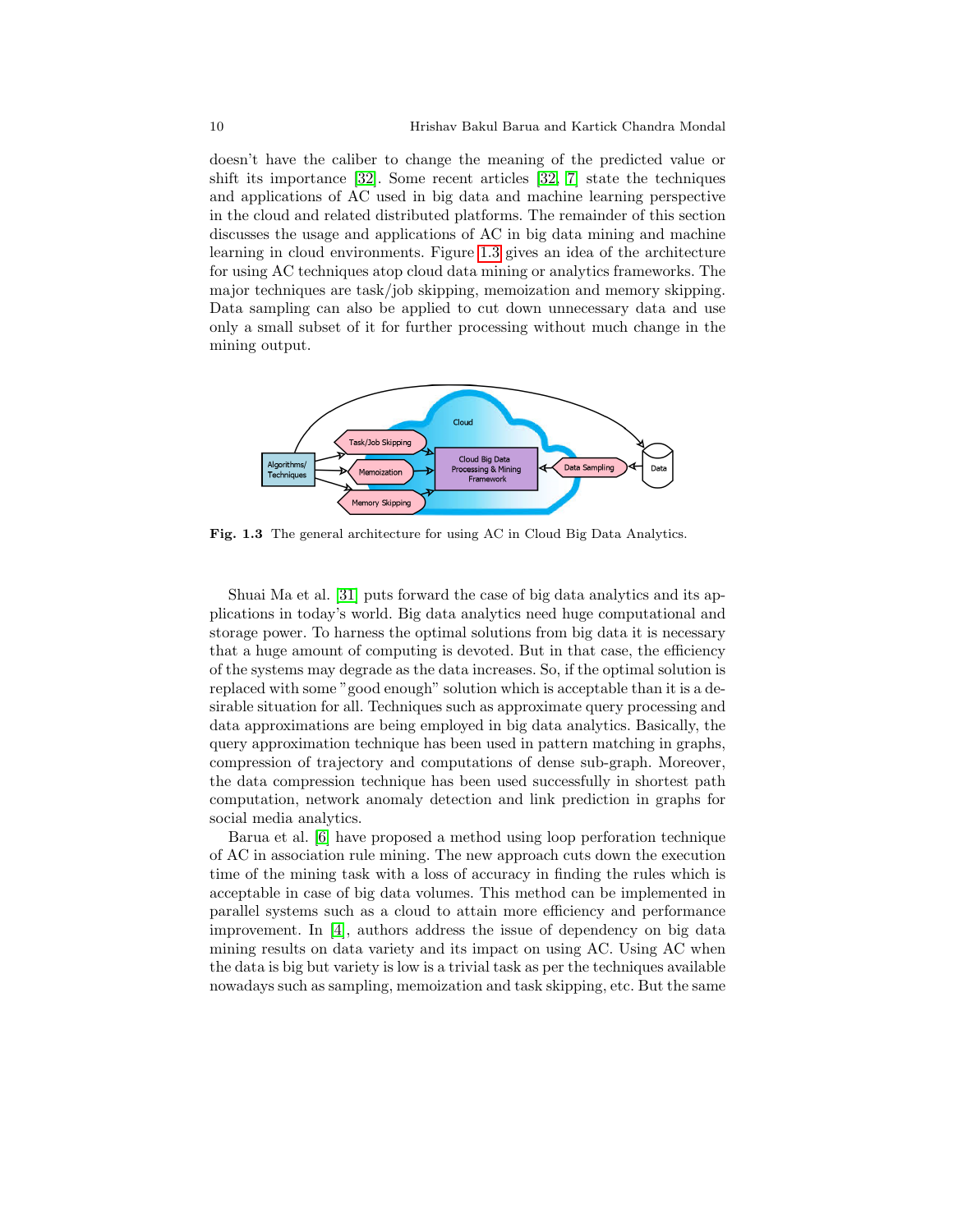doesn't have the caliber to change the meaning of the predicted value or shift its importance [32]. Some recent articles [32, 7] state the techniques and applications of AC used in big data and machine learning perspective in the cloud and related distributed platforms. The remainder of this section discusses the usage and applications of AC in big data mining and machine learning in cloud environments. Figure 1.3 gives an idea of the architecture for using AC techniques atop cloud data mining or analytics frameworks. The major techniques are task/job skipping, memoization and memory skipping. Data sampling can also be applied to cut down unnecessary data and use only a small subset of it for further processing without much change in the mining output.

**Fig. 1.3** The general architecture for using AC in Cloud Big Data Analytics.

Shuai Ma et al. [31] puts forward the case of big data analytics and its applications in today's world. Big data analytics need huge computational and storage power. To harness the optimal solutions from big data it is necessary that a huge amount of computing is devoted. But in that case, the efficiency of the systems may degrade as the data increases. So, if the optimal solution is replaced with some "good enough" solution which is acceptable than it is a desirable situation for all. Techniques such as approximate query processing and data approximations are being employed in big data analytics. Basically, the query approximation technique has been used in pattern matching in graphs, compression of trajectory and computations of dense sub-graph. Moreover, the data compression technique has been used successfully in shortest path computation, network anomaly detection and link prediction in graphs for social media analytics.

Barua et al. [6] have proposed a method using loop perforation technique of AC in association rule mining. The new approach cuts down the execution time of the mining task with a loss of accuracy in finding the rules which is acceptable in case of big data volumes. This method can be implemented in parallel systems such as a cloud to attain more efficiency and performance improvement. In [4], authors address the issue of dependency on big data mining results on data variety and its impact on using AC. Using AC when the data is big but variety is low is a trivial task as per the techniques available nowadays such as sampling, memoization and task skipping, etc. But the same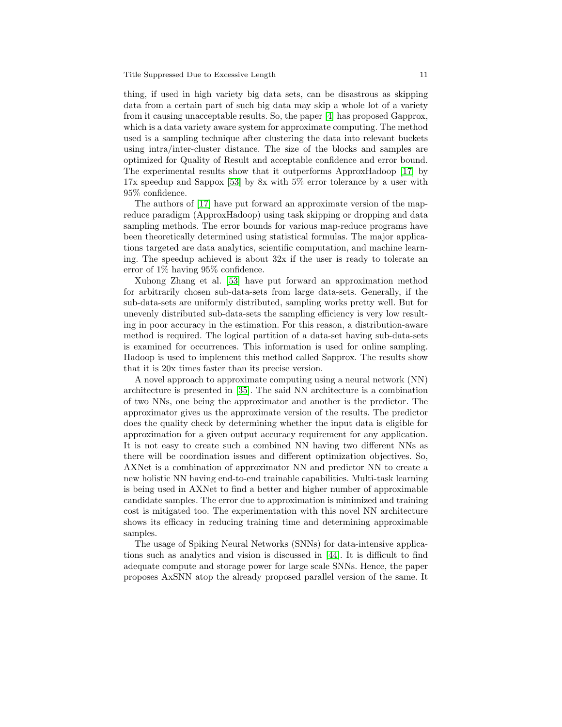thing, if used in high variety big data sets, can be disastrous as skipping data from a certain part of such big data may skip a whole lot of a variety from it causing unacceptable results. So, the paper [4] has proposed Gapprox, which is a data variety aware system for approximate computing. The method used is a sampling technique after clustering the data into relevant buckets using intra/inter-cluster distance. The size of the blocks and samples are optimized for Quality of Result and acceptable confidence and error bound. The experimental results show that it outperforms ApproxHadoop [17] by 17x speedup and Sappox [53] by 8x with 5% error tolerance by a user with 95% confidence.

The authors of [17] have put forward an approximate version of the map-reduce paradigm (ApproxHadoop) using task skipping or dropping and data sampling methods. The error bounds for various map-reduce programs have been theoretically determined using statistical formulas. The major applications targeted are data analytics, scientific computation, and machine learning. The speedup achieved is about 32x if the user is ready to tolerate an error of 1% having 95% confidence.

Xuhong Zhang et al. [53] have put forward an approximation method for arbitrarily chosen sub-data-sets from large data-sets. Generally, if the sub-data-sets are uniformly distributed, sampling works pretty well. But for unevenly distributed sub-data-sets the sampling efficiency is very low resulting in poor accuracy in the estimation. For this reason, a distribution-aware method is required. The logical partition of a data-set having sub-data-sets is examined for occurrences. This information is used for online sampling. Hadoop is used to implement this method called Sapprox. The results show that it is 20x times faster than its precise version.

A novel approach to approximate computing using a neural network (NN) architecture is presented in [35]. The said NN architecture is a combination of two NNs, one being the approximator and another is the predictor. The approximator gives us the approximate version of the results. The predictor does the quality check by determining whether the input data is eligible for approximation for a given output accuracy requirement for any application. It is not easy to create such a combined NN having two different NNs as there will be coordination issues and different optimization objectives. So, AXNet is a combination of approximator NN and predictor NN to create a new holistic NN having end-to-end trainable capabilities. Multi-task learning is being used in AXNet to find a better and higher number of approximable candidate samples. The error due to approximation is minimized and training cost is mitigated too. The experimentation with this novel NN architecture shows its efficacy in reducing training time and determining approximable samples.

The usage of Spiking Neural Networks (SNNs) for data-intensive applications such as analytics and vision is discussed in [44]. It is difficult to find adequate compute and storage power for large scale SNNs. Hence, the paper proposes AxSNN atop the already proposed parallel version of the same. It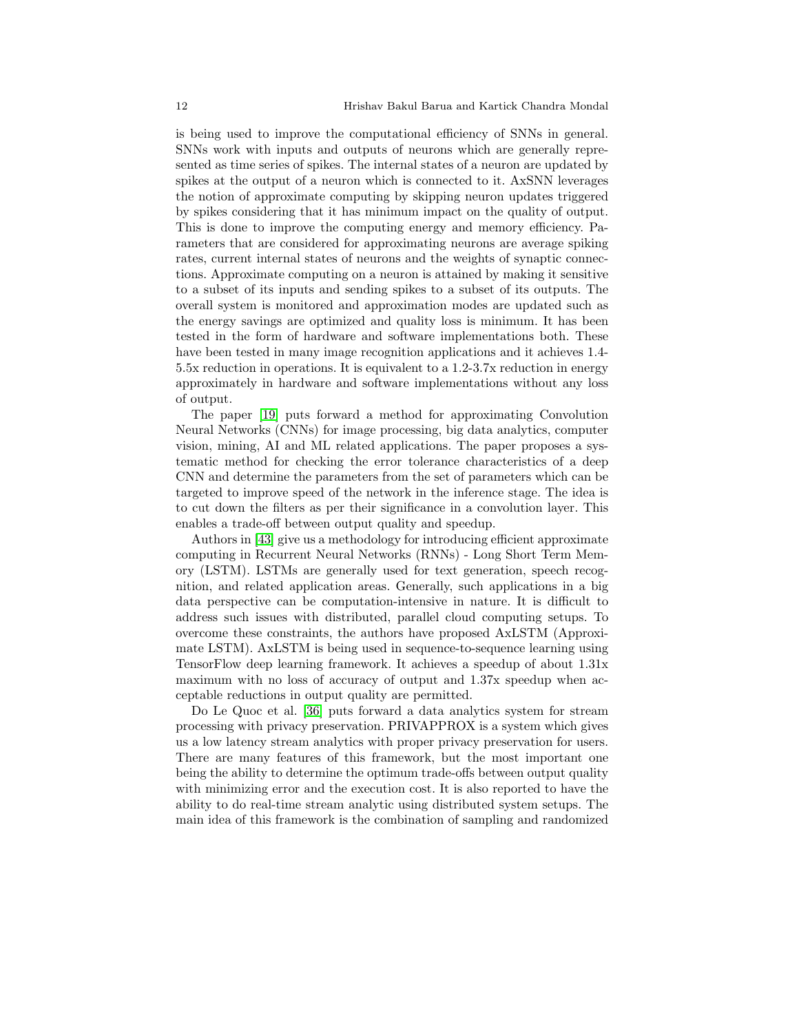is being used to improve the computational efficiency of SNNs in general. SNNs work with inputs and outputs of neurons which are generally represented as time series of spikes. The internal states of a neuron are updated by spikes at the output of a neuron which is connected to it. AxSNN leverages the notion of approximate computing by skipping neuron updates triggered by spikes considering that it has minimum impact on the quality of output. This is done to improve the computing energy and memory efficiency. Parameters that are considered for approximating neurons are average spiking rates, current internal states of neurons and the weights of synaptic connections. Approximate computing on a neuron is attained by making it sensitive to a subset of its inputs and sending spikes to a subset of its outputs. The overall system is monitored and approximation modes are updated such as the energy savings are optimized and quality loss is minimum. It has been tested in the form of hardware and software implementations both. These have been tested in many image recognition applications and it achieves 1.4-5.5x reduction in operations. It is equivalent to a 1.2-3.7x reduction in energy approximately in hardware and software implementations without any loss of output.

The paper [19] puts forward a method for approximating Convolution Neural Networks (CNNs) for image processing, big data analytics, computer vision, mining, AI and ML related applications. The paper proposes a systematic method for checking the error tolerance characteristics of a deep CNN and determine the parameters from the set of parameters which can be targeted to improve speed of the network in the inference stage. The idea is to cut down the filters as per their significance in a convolution layer. This enables a trade-off between output quality and speedup.

Authors in [43] give us a methodology for introducing efficient approximate computing in Recurrent Neural Networks (RNNs) - Long Short Term Memory (LSTM). LSTMs are generally used for text generation, speech recognition, and related application areas. Generally, such applications in a big data perspective can be computation-intensive in nature. It is difficult to address such issues with distributed, parallel cloud computing setups. To overcome these constraints, the authors have proposed AxLSTM (Approximate LSTM). AxLSTM is being used in sequence-to-sequence learning using TensorFlow deep learning framework. It achieves a speedup of about 1.31x maximum with no loss of accuracy of output and 1.37x speedup when acceptable reductions in output quality are permitted.

Do Le Quoc et al. [36] puts forward a data analytics system for stream processing with privacy preservation. PRIVAPPROX is a system which gives us a low latency stream analytics with proper privacy preservation for users. There are many features of this framework, but the most important one being the ability to determine the optimum trade-offs between output quality with minimizing error and the execution cost. It is also reported to have the ability to do real-time stream analytic using distributed system setups. The main idea of this framework is the combination of sampling and randomized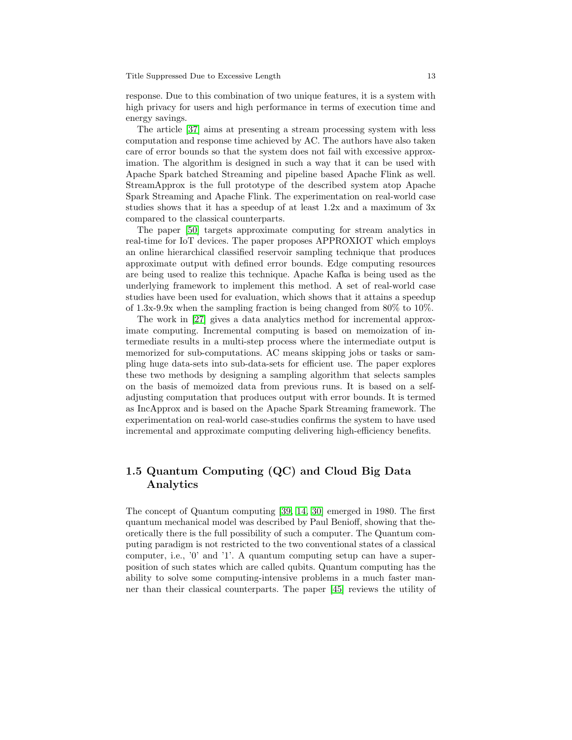response. Due to this combination of two unique features, it is a system with high privacy for users and high performance in terms of execution time and energy savings.

The article [37] aims at presenting a stream processing system with less computation and response time achieved by AC. The authors have also taken care of error bounds so that the system does not fail with excessive approximation. The algorithm is designed in such a way that it can be used with Apache Spark batched Streaming and pipeline based Apache Flink as well. StreamApprox is the full prototype of the described system atop Apache Spark Streaming and Apache Flink. The experimentation on real-world case studies shows that it has a speedup of at least 1.2x and a maximum of 3x compared to the classical counterparts.

The paper [50] targets approximate computing for stream analytics in real-time for IoT devices. The paper proposes APPROXIOT which employs an online hierarchical classified reservoir sampling technique that produces approximate output with defined error bounds. Edge computing resources are being used to realize this technique. Apache Kafka is being used as the underlying framework to implement this method. A set of real-world case studies have been used for evaluation, which shows that it attains a speedup of 1.3x-9.9x when the sampling fraction is being changed from 80% to 10%.

The work in [27] gives a data analytics method for incremental approximate computing. Incremental computing is based on memoization of intermediate results in a multi-step process where the intermediate output is memorized for sub-computations. AC means skipping jobs or tasks or sampling huge data-sets into sub-data-sets for efficient use. The paper explores these two methods by designing a sampling algorithm that selects samples on the basis of memoized data from previous runs. It is based on a self-adjusting computation that produces output with error bounds. It is termed as IncApprox and is based on the Apache Spark Streaming framework. The experimentation on real-world case-studies confirms the system to have used incremental and approximate computing delivering high-efficiency benefits.

## 1.5 Quantum Computing (QC) and Cloud Big Data Analytics

The concept of Quantum computing [39, 14, 30] emerged in 1980. The first quantum mechanical model was described by Paul Benioff, showing that theoretically there is the full possibility of such a computer. The Quantum computing paradigm is not restricted to the two conventional states of a classical computer, i.e., '0' and '1'. A quantum computing setup can have a superposition of such states which are called qubits. Quantum computing has the ability to solve some computing-intensive problems in a much faster manner than their classical counterparts. The paper [45] reviews the utility of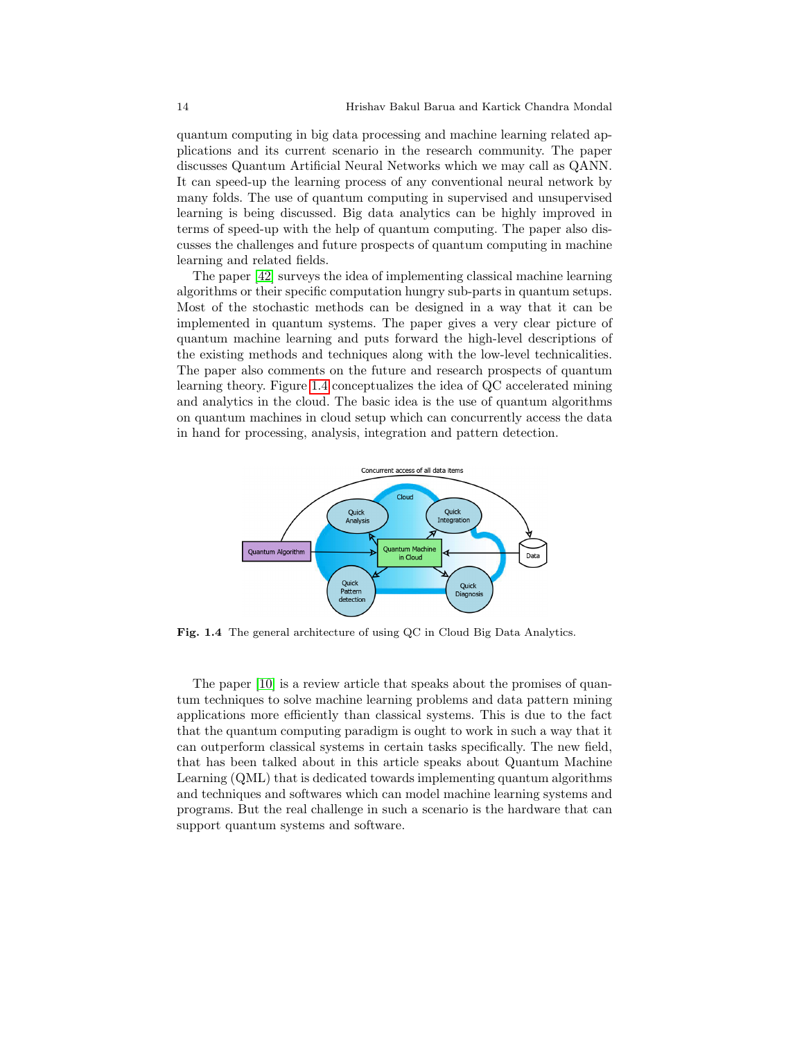quantum computing in big data processing and machine learning related applications and its current scenario in the research community. The paper discusses Quantum Artificial Neural Networks which we may call as QANN. It can speed-up the learning process of any conventional neural network by many folds. The use of quantum computing in supervised and unsupervised learning is being discussed. Big data analytics can be highly improved in terms of speed-up with the help of quantum computing. The paper also discusses the challenges and future prospects of quantum computing in machine learning and related fields.

The paper [42] surveys the idea of implementing classical machine learning algorithms or their specific computation hungry sub-parts in quantum setups. Most of the stochastic methods can be designed in a way that it can be implemented in quantum systems. The paper gives a very clear picture of quantum machine learning and puts forward the high-level descriptions of the existing methods and techniques along with the low-level technicalities. The paper also comments on the future and research prospects of quantum learning theory. Figure 1.4 conceptualizes the idea of QC accelerated mining and analytics in the cloud. The basic idea is the use of quantum algorithms on quantum machines in cloud setup which can concurrently access the data in hand for processing, analysis, integration and pattern detection.

**Fig. 1.4** The general architecture of using QC in Cloud Big Data Analytics.

The paper [10] is a review article that speaks about the promises of quantum techniques to solve machine learning problems and data pattern mining applications more efficiently than classical systems. This is due to the fact that the quantum computing paradigm is ought to work in such a way that it can outperform classical systems in certain tasks specifically. The new field, that has been talked about in this article speaks about Quantum Machine Learning (QML) that is dedicated towards implementing quantum algorithms and techniques and softwares which can model machine learning systems and programs. But the real challenge in such a scenario is the hardware that can support quantum systems and software.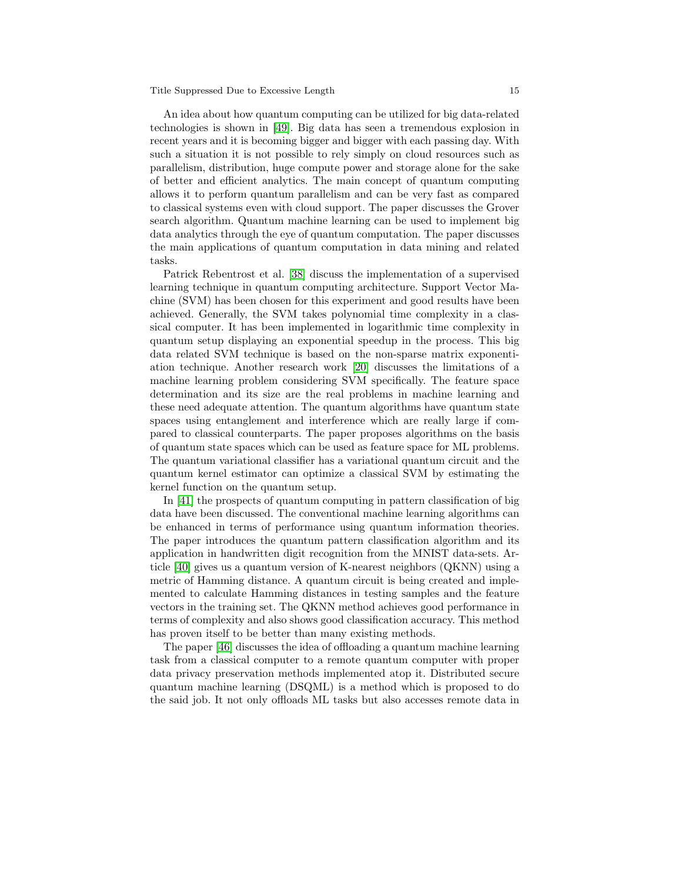An idea about how quantum computing can be utilized for big data-related technologies is shown in [49]. Big data has seen a tremendous explosion in recent years and it is becoming bigger and bigger with each passing day. With such a situation it is not possible to rely simply on cloud resources such as parallelism, distribution, huge compute power and storage alone for the sake of better and efficient analytics. The main concept of quantum computing allows it to perform quantum parallelism and can be very fast as compared to classical systems even with cloud support. The paper discusses the Grover search algorithm. Quantum machine learning can be used to implement big data analytics through the eye of quantum computation. The paper discusses the main applications of quantum computation in data mining and related tasks.

Patrick Rebentrost et al. [38] discuss the implementation of a supervised learning technique in quantum computing architecture. Support Vector Machine (SVM) has been chosen for this experiment and good results have been achieved. Generally, the SVM takes polynomial time complexity in a classical computer. It has been implemented in logarithmic time complexity in quantum setup displaying an exponential speedup in the process. This big data related SVM technique is based on the non-sparse matrix exponentiation technique. Another research work [20] discusses the limitations of a machine learning problem considering SVM specifically. The feature space determination and its size are the real problems in machine learning and these need adequate attention. The quantum algorithms have quantum state spaces using entanglement and interference which are really large if compared to classical counterparts. The paper proposes algorithms on the basis of quantum state spaces which can be used as feature space for ML problems. The quantum variational classifier has a variational quantum circuit and the quantum kernel estimator can optimize a classical SVM by estimating the kernel function on the quantum setup.

In [41] the prospects of quantum computing in pattern classification of big data have been discussed. The conventional machine learning algorithms can be enhanced in terms of performance using quantum information theories. The paper introduces the quantum pattern classification algorithm and its application in handwritten digit recognition from the MNIST data-sets. Article [40] gives us a quantum version of K-nearest neighbors (QKNN) using a metric of Hamming distance. A quantum circuit is being created and implemented to calculate Hamming distances in testing samples and the feature vectors in the training set. The QKNN method achieves good performance in terms of complexity and also shows good classification accuracy. This method has proven itself to be better than many existing methods.

The paper [46] discusses the idea of offloading a quantum machine learning task from a classical computer to a remote quantum computer with proper data privacy preservation methods implemented atop it. Distributed secure quantum machine learning (DSQML) is a method which is proposed to do the said job. It not only offloads ML tasks but also accesses remote data in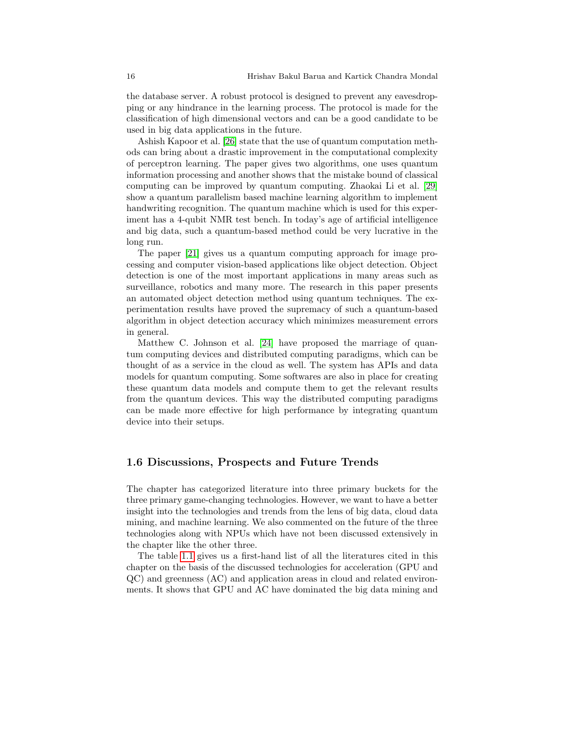the database server. A robust protocol is designed to prevent any eavesdropping or any hindrance in the learning process. The protocol is made for the classification of high dimensional vectors and can be a good candidate to be used in big data applications in the future.

Ashish Kapoor et al. [26] state that the use of quantum computation methods can bring about a drastic improvement in the computational complexity of perceptron learning. The paper gives two algorithms, one uses quantum information processing and another shows that the mistake bound of classical computing can be improved by quantum computing. Zhaokai Li et al. [29] show a quantum parallelism based machine learning algorithm to implement handwriting recognition. The quantum machine which is used for this experiment has a 4-qubit NMR test bench. In today's age of artificial intelligence and big data, such a quantum-based method could be very lucrative in the long run.

The paper [21] gives us a quantum computing approach for image processing and computer vision-based applications like object detection. Object detection is one of the most important applications in many areas such as surveillance, robotics and many more. The research in this paper presents an automated object detection method using quantum techniques. The experimentation results have proved the supremacy of such a quantum-based algorithm in object detection accuracy which minimizes measurement errors in general.

Matthew C. Johnson et al. [24] have proposed the marriage of quantum computing devices and distributed computing paradigms, which can be thought of as a service in the cloud as well. The system has APIs and data models for quantum computing. Some softwares are also in place for creating these quantum data models and compute them to get the relevant results from the quantum devices. This way the distributed computing paradigms can be made more effective for high performance by integrating quantum device into their setups.

## 1.6 Discussions, Prospects and Future Trends

The chapter has categorized literature into three primary buckets for the three primary game-changing technologies. However, we want to have a better insight into the technologies and trends from the lens of big data, cloud data mining, and machine learning. We also commented on the future of the three technologies along with NPUs which have not been discussed extensively in the chapter like the other three.

The table 1.1 gives us a first-hand list of all the literatures cited in this chapter on the basis of the discussed technologies for acceleration (GPU and QC) and greenness (AC) and application areas in cloud and related environments. It shows that GPU and AC have dominated the big data mining and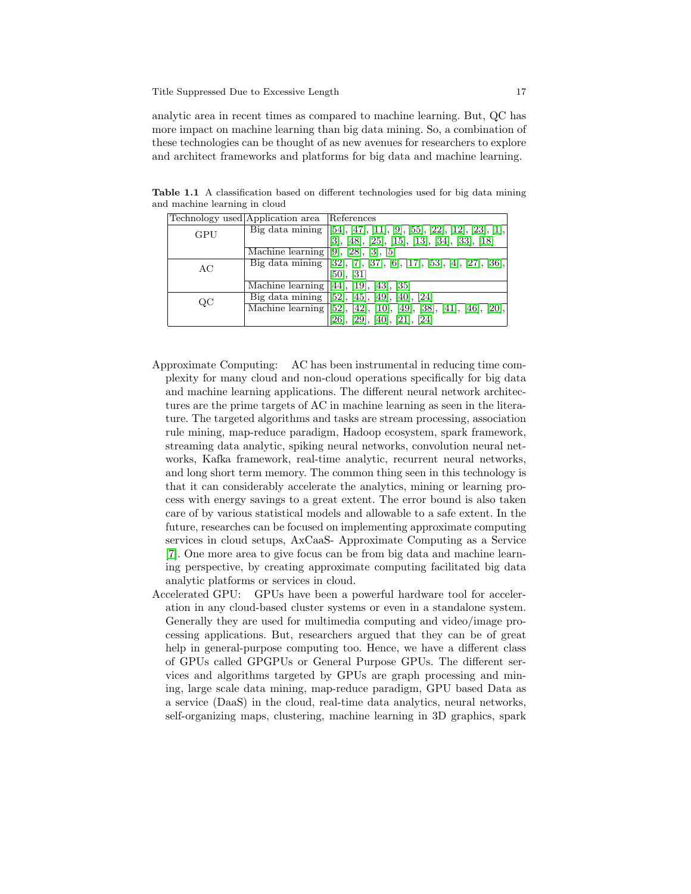analytic area in recent times as compared to machine learning. But, QC has more impact on machine learning than big data mining. So, a combination of these technologies can be thought of as new avenues for researchers to explore and architect frameworks and platforms for big data and machine learning.

**Table 1.1** A classification based on different technologies used for big data mining and machine learning in cloud

| Technology used | Application area | References |
|---|---|---|
| GPU | Big data mining | [54], [47], [11], [9], [55], [22], [12], [23], [1], [3], [48], [25], [15], [13], [34], [33], [18] |
| | Machine learning | [9], [28], [3], [5] |
| AC | Big data mining | [32], [7], [37], [6], [17], [53], [4], [27], [36], [50], [31] |
| | Machine learning | [44], [19], [43], [35] |
| QC | Big data mining | [52], [45], [49], [40], [24] |
| | Machine learning | [52], [42], [10], [49], [38], [41], [46], [20], [26], [29], [40], [21], [24] |

Approximate Computing: AC has been instrumental in reducing time complexity for many cloud and non-cloud operations specifically for big data and machine learning applications. The different neural network architectures are the prime targets of AC in machine learning as seen in the literature. The targeted algorithms and tasks are stream processing, association rule mining, map-reduce paradigm, Hadoop ecosystem, spark framework, streaming data analytic, spiking neural networks, convolution neural networks, Kafka framework, real-time analytic, recurrent neural networks, and long short term memory. The common thing seen in this technology is that it can considerably accelerate the analytics, mining or learning process with energy savings to a great extent. The error bound is also taken care of by various statistical models and allowable to a safe extent. In the future, researches can be focused on implementing approximate computing services in cloud setups, AxCaaS- Approximate Computing as a Service [7]. One more area to give focus can be from big data and machine learning perspective, by creating approximate computing facilitated big data analytic platforms or services in cloud.

Accelerated GPU: GPUs have been a powerful hardware tool for acceleration in any cloud-based cluster systems or even in a standalone system. Generally they are used for multimedia computing and video/image processing applications. But, researchers argued that they can be of great help in general-purpose computing too. Hence, we have a different class of GPUs called GPGPUs or General Purpose GPUs. The different services and algorithms targeted by GPUs are graph processing and mining, large scale data mining, map-reduce paradigm, GPU based Data as a service (DaaS) in the cloud, real-time data analytics, neural networks, self-organizing maps, clustering, machine learning in 3D graphics, spark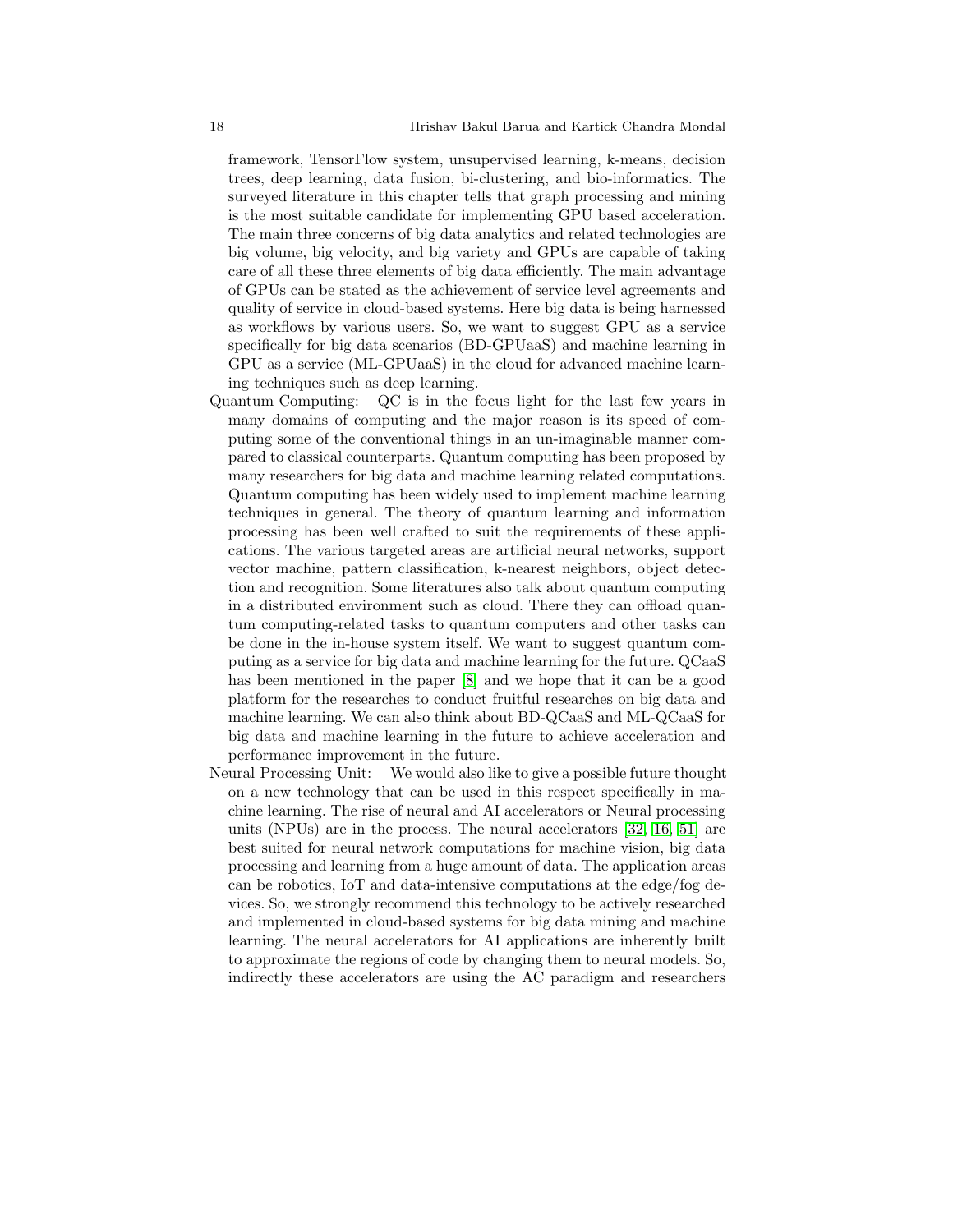framework, TensorFlow system, unsupervised learning, k-means, decision trees, deep learning, data fusion, bi-clustering, and bio-informatics. The surveyed literature in this chapter tells that graph processing and mining is the most suitable candidate for implementing GPU based acceleration. The main three concerns of big data analytics and related technologies are big volume, big velocity, and big variety and GPUs are capable of taking care of all these three elements of big data efficiently. The main advantage of GPUs can be stated as the achievement of service level agreements and quality of service in cloud-based systems. Here big data is being harnessed as workflows by various users. So, we want to suggest GPU as a service specifically for big data scenarios (BD-GPUaaS) and machine learning in GPU as a service (ML-GPUaaS) in the cloud for advanced machine learning techniques such as deep learning.

Quantum Computing: QC is in the focus light for the last few years in many domains of computing and the major reason is its speed of computing some of the conventional things in an un-imaginable manner compared to classical counterparts. Quantum computing has been proposed by many researchers for big data and machine learning related computations. Quantum computing has been widely used to implement machine learning techniques in general. The theory of quantum learning and information processing has been well crafted to suit the requirements of these applications. The various targeted areas are artificial neural networks, support vector machine, pattern classification, k-nearest neighbors, object detection and recognition. Some literatures also talk about quantum computing in a distributed environment such as cloud. There they can offload quantum computing-related tasks to quantum computers and other tasks can be done in the in-house system itself. We want to suggest quantum computing as a service for big data and machine learning for the future. QCaaS has been mentioned in the paper [8] and we hope that it can be a good platform for the researches to conduct fruitful researches on big data and machine learning. We can also think about BD-QCaaS and ML-QCaaS for big data and machine learning in the future to achieve acceleration and performance improvement in the future.

Neural Processing Unit: We would also like to give a possible future thought on a new technology that can be used in this respect specifically in machine learning. The rise of neural and AI accelerators or Neural processing units (NPUs) are in the process. The neural accelerators [32, 16, 51] are best suited for neural network computations for machine vision, big data processing and learning from a huge amount of data. The application areas can be robotics, IoT and data-intensive computations at the edge/fog devices. So, we strongly recommend this technology to be actively researched and implemented in cloud-based systems for big data mining and machine learning. The neural accelerators for AI applications are inherently built to approximate the regions of code by changing them to neural models. So, indirectly these accelerators are using the AC paradigm and researchers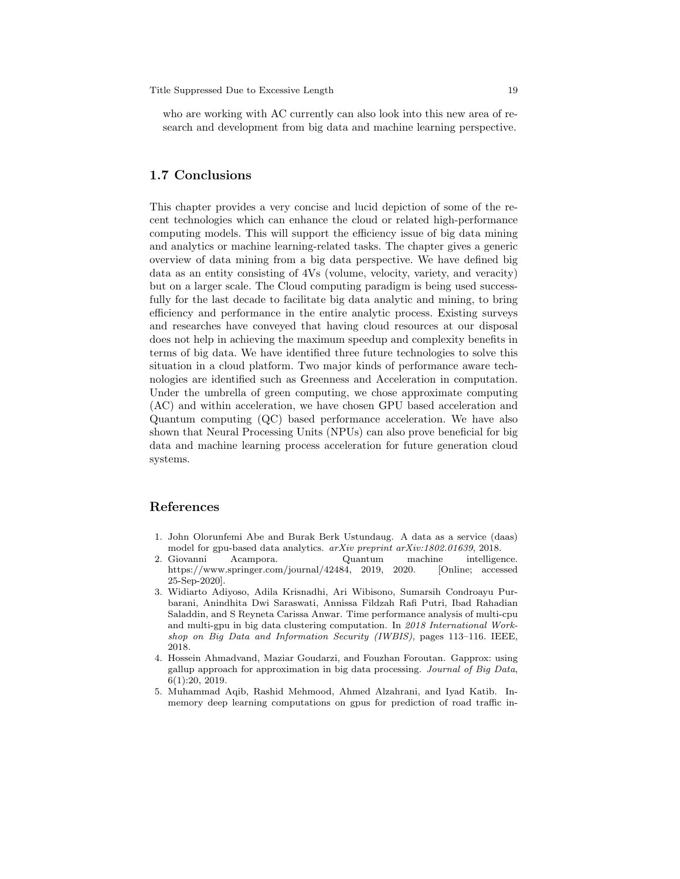who are working with AC currently can also look into this new area of research and development from big data and machine learning perspective.

## 1.7 Conclusions

This chapter provides a very concise and lucid depiction of some of the recent technologies which can enhance the cloud or related high-performance computing models. This will support the efficiency issue of big data mining and analytics or machine learning-related tasks. The chapter gives a generic overview of data mining from a big data perspective. We have defined big data as an entity consisting of 4Vs (volume, velocity, variety, and veracity) but on a larger scale. The Cloud computing paradigm is being used successfully for the last decade to facilitate big data analytic and mining, to bring efficiency and performance in the entire analytic process. Existing surveys and researches have conveyed that having cloud resources at our disposal does not help in achieving the maximum speedup and complexity benefits in terms of big data. We have identified three future technologies to solve this situation in a cloud platform. Two major kinds of performance aware technologies are identified such as Greenness and Acceleration in computation. Under the umbrella of green computing, we chose approximate computing (AC) and within acceleration, we have chosen GPU based acceleration and Quantum computing (QC) based performance acceleration. We have also shown that Neural Processing Units (NPUs) can also prove beneficial for big data and machine learning process acceleration for future generation cloud systems.

## References

1. John Olorunfemi Abe and Burak Berk Ustundaug. A data as a service (daas) model for gpu-based data analytics. *arXiv preprint arXiv:1802.01639*, 2018.
2. Giovanni Acampora. Quantum machine intelligence. https://www.springer.com/journal/42484, 2019, 2020. [Online; accessed 25-Sep-2020].
3. Widiarto Adiyoso, Adila Krisnadhi, Ari Wibisono, Sumarsih Condroayu Purbarani, Anindhita Dwi Saraswati, Annissa Fildzah Rafi Putri, Ibad Rahadian Saladdin, and S Reyneta Carissa Anwar. Time performance analysis of multi-cpu and multi-gpu in big data clustering computation. In *2018 International Workshop on Big Data and Information Security (IWBIS)*, pages 113–116. IEEE, 2018.
4. Hossein Ahmadvand, Maziar Goudarzi, and Fouzhan Foroutan. Gapprox: using gallup approach for approximation in big data processing. *Journal of Big Data*, 6(1):20, 2019.
5. Muhammad Aqib, Rashid Mehmood, Ahmed Alzahrani, and Iyad Katib. In-memory deep learning computations on gpus for prediction of road traffic in-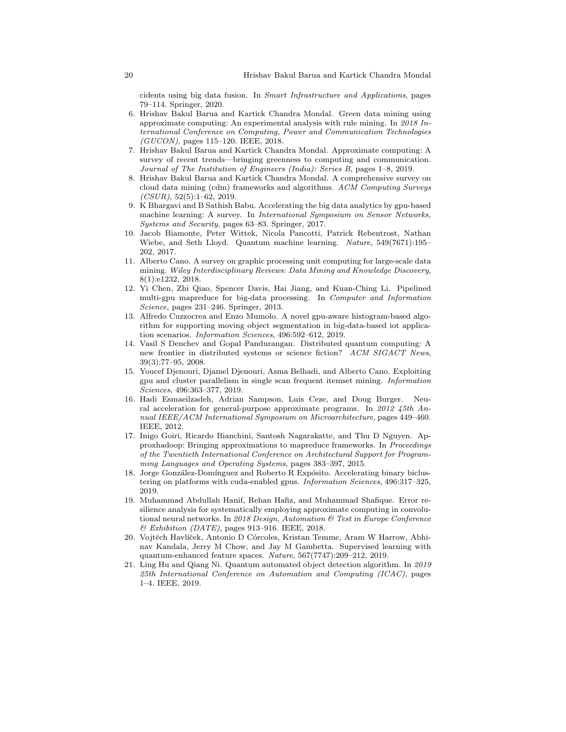cidents using big data fusion. In *Smart Infrastructure and Applications*, pages 79–114. Springer, 2020.

6. Hrishav Bakul Barua and Kartick Chandra Mondal. Green data mining using approximate computing: An experimental analysis with rule mining. In *2018 International Conference on Computing, Power and Communication Technologies (GUCON)*, pages 115–120. IEEE, 2018.
7. Hrishav Bakul Barua and Kartick Chandra Mondal. Approximate computing: A survey of recent trends—bringing greenness to computing and communication. *Journal of The Institution of Engineers (India): Series B*, pages 1–8, 2019.
8. Hrishav Bakul Barua and Kartick Chandra Mondal. A comprehensive survey on cloud data mining (cdm) frameworks and algorithms. *ACM Computing Surveys (CSUR)*, 52(5):1–62, 2019.
9. K Bhargavi and B Sathish Babu. Accelerating the big data analytics by gpu-based machine learning: A survey. In *International Symposium on Sensor Networks, Systems and Security*, pages 63–83. Springer, 2017.
10. Jacob Biamonte, Peter Wittek, Nicola Pancotti, Patrick Rebentrost, Nathan Wiebe, and Seth Lloyd. Quantum machine learning. *Nature*, 549(7671):195–202, 2017.
11. Alberto Cano. A survey on graphic processing unit computing for large-scale data mining. *Wiley Interdisciplinary Reviews: Data Mining and Knowledge Discovery*, 8(1):e1232, 2018.
12. Yi Chen, Zhi Qiao, Spencer Davis, Hai Jiang, and Kuan-Ching Li. Pipelined multi-gpu mapreduce for big-data processing. In *Computer and Information Science*, pages 231–246. Springer, 2013.
13. Alfredo Cuzzocrea and Enzo Mumolo. A novel gpu-aware histogram-based algorithm for supporting moving object segmentation in big-data-based iot application scenarios. *Information Sciences*, 496:592–612, 2019.
14. Vasil S Denchev and Gopal Pandurangan. Distributed quantum computing: A new frontier in distributed systems or science fiction? *ACM SIGACT News*, 39(3):77–95, 2008.
15. Youcef Djenouri, Djamel Djenouri, Asma Belhadi, and Alberto Cano. Exploiting gpu and cluster parallelism in single scan frequent itemset mining. *Information Sciences*, 496:363–377, 2019.
16. Hadi Esmaeilzadeh, Adrian Sampson, Luis Ceze, and Doug Burger. Neural acceleration for general-purpose approximate programs. In *2012 45th Annual IEEE/ACM International Symposium on Microarchitecture*, pages 449–460. IEEE, 2012.
17. Inigo Goiri, Ricardo Bianchini, Santosh Nagarakatte, and Thu D Nguyen. Approxhadoop: Bringing approximations to mapreduce frameworks. In *Proceedings of the Twentieth International Conference on Architectural Support for Programming Languages and Operating Systems*, pages 383–397, 2015.
18. Jorge González-Domínguez and Roberto R Expósito. Accelerating binary biclustering on platforms with cuda-enabled gpus. *Information Sciences*, 496:317–325, 2019.
19. Muhammad Abdullah Hanif, Rehan Hafiz, and Muhammad Shafique. Error resilience analysis for systematically employing approximate computing in convolutional neural networks. In *2018 Design, Automation & Test in Europe Conference & Exhibition (DATE)*, pages 913–916. IEEE, 2018.
20. Vojtěch Havlíček, Antonio D Córcoles, Kristan Temme, Aram W Harrow, Abhinav Kandala, Jerry M Chow, and Jay M Gambetta. Supervised learning with quantum-enhanced feature spaces. *Nature*, 567(7747):209–212, 2019.
21. Ling Hu and Qiang Ni. Quantum automated object detection algorithm. In *2019 25th International Conference on Automation and Computing (ICAC)*, pages 1–4. IEEE, 2019.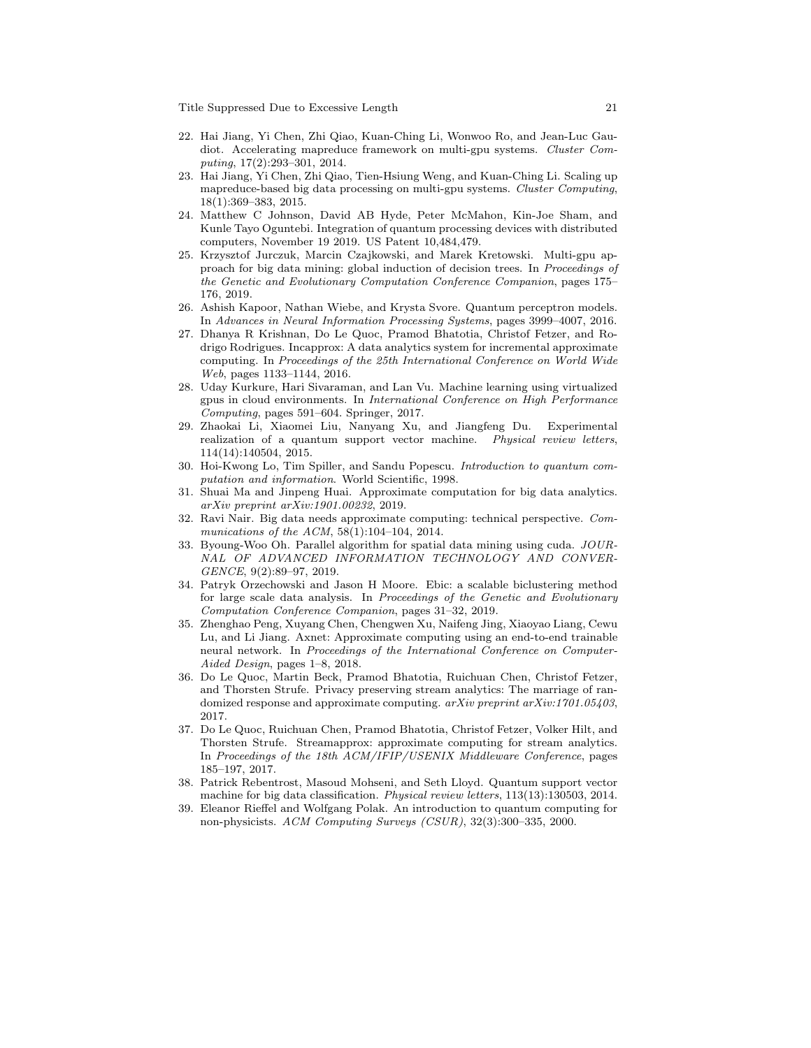22. Hai Jiang, Yi Chen, Zhi Qiao, Kuan-Ching Li, Wonwoo Ro, and Jean-Luc Gaudiot. Accelerating mapreduce framework on multi-gpu systems. *Cluster Computing*, 17(2):293–301, 2014.
23. Hai Jiang, Yi Chen, Zhi Qiao, Tien-Hsiung Weng, and Kuan-Ching Li. Scaling up mapreduce-based big data processing on multi-gpu systems. *Cluster Computing*, 18(1):369–383, 2015.
24. Matthew C Johnson, David AB Hyde, Peter McMahon, Kin-Joe Sham, and Kunle Tayo Oguntebi. Integration of quantum processing devices with distributed computers, November 19 2019. US Patent 10,484,479.
25. Krzysztof Jurczuk, Marcin Czajkowski, and Marek Kretowski. Multi-gpu approach for big data mining: global induction of decision trees. In *Proceedings of the Genetic and Evolutionary Computation Conference Companion*, pages 175–176, 2019.
26. Ashish Kapoor, Nathan Wiebe, and Krysta Svore. Quantum perceptron models. In *Advances in Neural Information Processing Systems*, pages 3999–4007, 2016.
27. Dhanya R Krishnan, Do Le Quoc, Pramod Bhatotia, Christof Fetzer, and Rodrigo Rodrigues. Incapprox: A data analytics system for incremental approximate computing. In *Proceedings of the 25th International Conference on World Wide Web*, pages 1133–1144, 2016.
28. Uday Kurkure, Hari Sivaraman, and Lan Vu. Machine learning using virtualized gpus in cloud environments. In *International Conference on High Performance Computing*, pages 591–604. Springer, 2017.
29. Zhaokai Li, Xiaomei Liu, Nanyang Xu, and Jiangfeng Du. Experimental realization of a quantum support vector machine. *Physical review letters*, 114(14):140504, 2015.
30. Hoi-Kwong Lo, Tim Spiller, and Sandu Popescu. *Introduction to quantum computation and information*. World Scientific, 1998.
31. Shuai Ma and Jinpeng Huai. Approximate computation for big data analytics. *arXiv preprint arXiv:1901.00232*, 2019.
32. Ravi Nair. Big data needs approximate computing: technical perspective. *Communications of the ACM*, 58(1):104–104, 2014.
33. Byoung-Woo Oh. Parallel algorithm for spatial data mining using cuda. *JOURNAL OF ADVANCED INFORMATION TECHNOLOGY AND CONVERGENCE*, 9(2):89–97, 2019.
34. Patryk Orzechowski and Jason H Moore. Ebic: a scalable biclustering method for large scale data analysis. In *Proceedings of the Genetic and Evolutionary Computation Conference Companion*, pages 31–32, 2019.
35. Zhenghao Peng, Xuyang Chen, Chengwen Xu, Naifeng Jing, Xiaoyao Liang, Cewu Lu, and Li Jiang. Axnet: Approximate computing using an end-to-end trainable neural network. In *Proceedings of the International Conference on Computer-Aided Design*, pages 1–8, 2018.
36. Do Le Quoc, Martin Beck, Pramod Bhatotia, Ruichuan Chen, Christof Fetzer, and Thorsten Strufe. Privacy preserving stream analytics: The marriage of randomized response and approximate computing. *arXiv preprint arXiv:1701.05403*, 2017.
37. Do Le Quoc, Ruichuan Chen, Pramod Bhatotia, Christof Fetzer, Volker Hilt, and Thorsten Strufe. Streamapprox: approximate computing for stream analytics. In *Proceedings of the 18th ACM/IFIP/USENIX Middleware Conference*, pages 185–197, 2017.
38. Patrick Rebentrost, Masoud Mohseni, and Seth Lloyd. Quantum support vector machine for big data classification. *Physical review letters*, 113(13):130503, 2014.
39. Eleanor Rieffel and Wolfgang Polak. An introduction to quantum computing for non-physicists. *ACM Computing Surveys (CSUR)*, 32(3):300–335, 2000.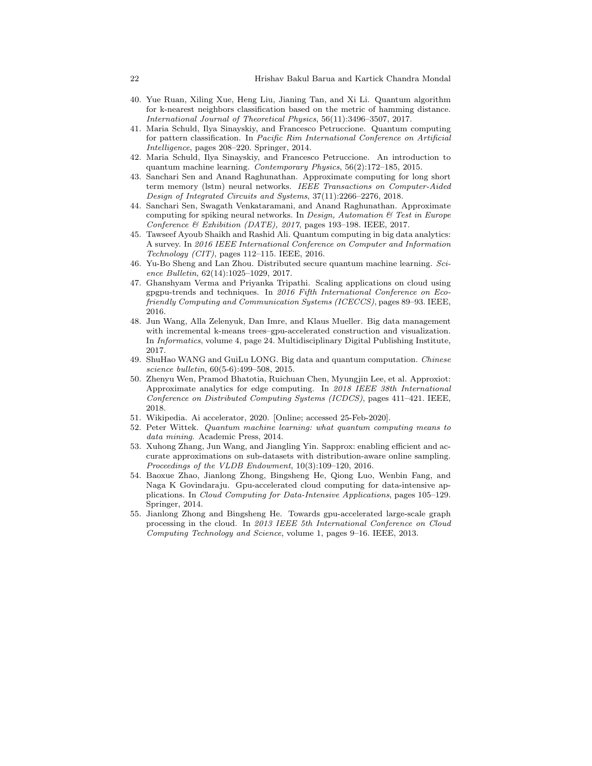40. Yue Ruan, Xiling Xue, Heng Liu, Jianing Tan, and Xi Li. Quantum algorithm for k-nearest neighbors classification based on the metric of hamming distance. *International Journal of Theoretical Physics*, 56(11):3496–3507, 2017.
41. Maria Schuld, Ilya Sinayskiy, and Francesco Petruccione. Quantum computing for pattern classification. In *Pacific Rim International Conference on Artificial Intelligence*, pages 208–220. Springer, 2014.
42. Maria Schuld, Ilya Sinayskiy, and Francesco Petruccione. An introduction to quantum machine learning. *Contemporary Physics*, 56(2):172–185, 2015.
43. Sanchari Sen and Anand Raghunathan. Approximate computing for long short term memory (lstm) neural networks. *IEEE Transactions on Computer-Aided Design of Integrated Circuits and Systems*, 37(11):2266–2276, 2018.
44. Sanchari Sen, Swagath Venkataramani, and Anand Raghunathan. Approximate computing for spiking neural networks. In *Design, Automation & Test in Europe Conference & Exhibition (DATE), 2017*, pages 193–198. IEEE, 2017.
45. Tawseef Ayoub Shaikh and Rashid Ali. Quantum computing in big data analytics: A survey. In *2016 IEEE International Conference on Computer and Information Technology (CIT)*, pages 112–115. IEEE, 2016.
46. Yu-Bo Sheng and Lan Zhou. Distributed secure quantum machine learning. *Science Bulletin*, 62(14):1025–1029, 2017.
47. Ghanshyam Verma and Priyanka Tripathi. Scaling applications on cloud using gpgpu-trends and techniques. In *2016 Fifth International Conference on Eco-friendly Computing and Communication Systems (ICECCS)*, pages 89–93. IEEE, 2016.
48. Jun Wang, Alla Zelenyuk, Dan Imre, and Klaus Mueller. Big data management with incremental k-means trees–gpu-accelerated construction and visualization. In *Informatics*, volume 4, page 24. Multidisciplinary Digital Publishing Institute, 2017.
49. ShuHao WANG and GuiLu LONG. Big data and quantum computation. *Chinese science bulletin*, 60(5-6):499–508, 2015.
50. Zhenyu Wen, Pramod Bhatotia, Ruichuan Chen, Myungjin Lee, et al. Approxiot: Approximate analytics for edge computing. In *2018 IEEE 38th International Conference on Distributed Computing Systems (ICDCS)*, pages 411–421. IEEE, 2018.
51. Wikipedia. Ai accelerator, 2020. [Online; accessed 25-Feb-2020].
52. Peter Wittek. *Quantum machine learning: what quantum computing means to data mining*. Academic Press, 2014.
53. Xuhong Zhang, Jun Wang, and Jiangling Yin. Sapprox: enabling efficient and accurate approximations on sub-datasets with distribution-aware online sampling. *Proceedings of the VLDB Endowment*, 10(3):109–120, 2016.
54. Baoxue Zhao, Jianlong Zhong, Bingsheng He, Qiong Luo, Wenbin Fang, and Naga K Govindaraju. Gpu-accelerated cloud computing for data-intensive applications. In *Cloud Computing for Data-Intensive Applications*, pages 105–129. Springer, 2014.
55. Jianlong Zhong and Bingsheng He. Towards gpu-accelerated large-scale graph processing in the cloud. In *2013 IEEE 5th International Conference on Cloud Computing Technology and Science*, volume 1, pages 9–16. IEEE, 2013.